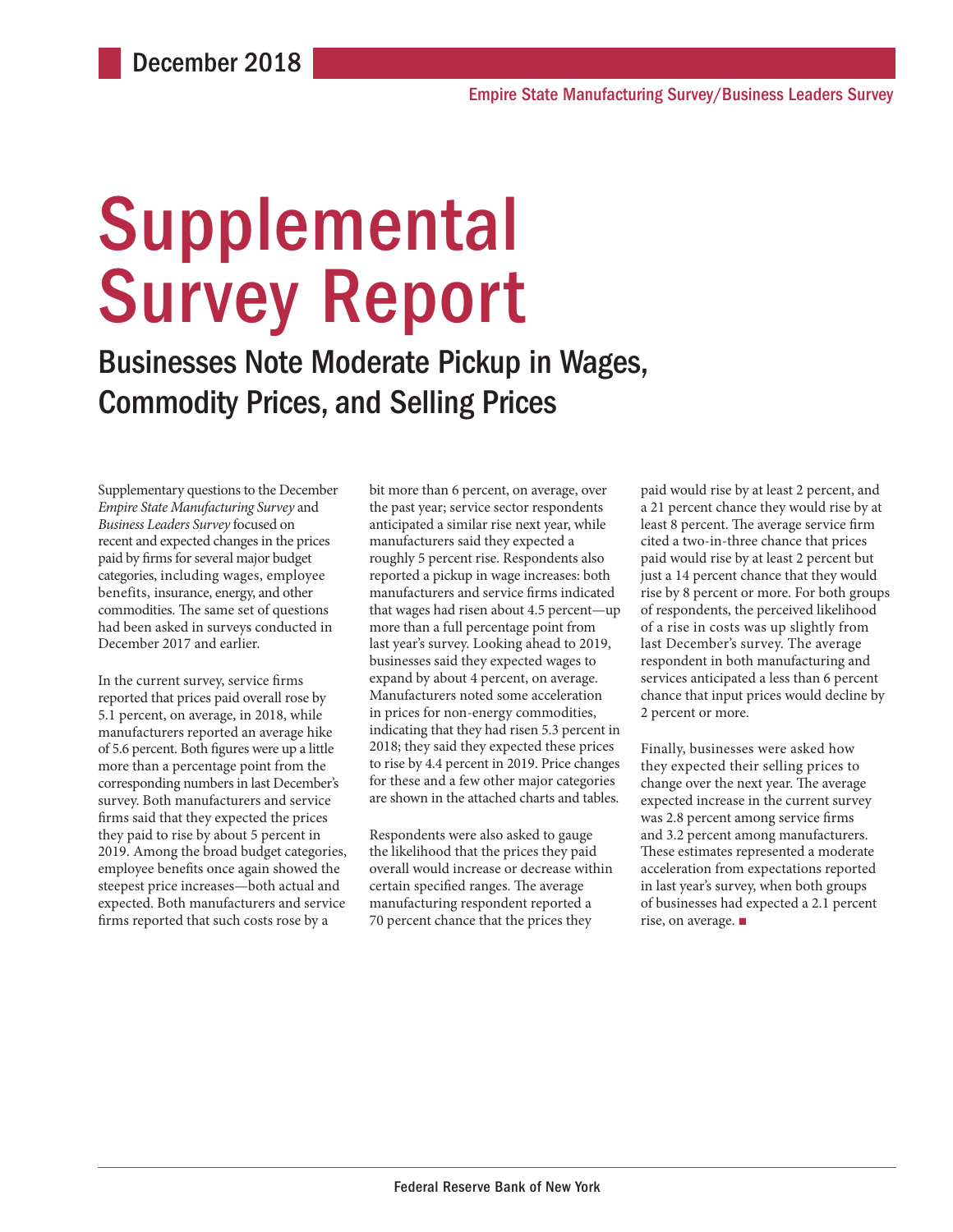December 2018

Empire State Manufacturing Survey/Business Leaders Survey

# Supplemental Survey Report

## Businesses Note Moderate Pickup in Wages, Commodity Prices, and Selling Prices

Supplementary questions to the December *Empire State Manufacturing Survey* and *Business Leaders Survey* focused on recent and expected changes in the prices paid by firms for several major budget categories, including wages, employee benefits, insurance, energy, and other commodities. The same set of questions had been asked in surveys conducted in December 2017 and earlier.

In the current survey, service firms reported that prices paid overall rose by 5.1 percent, on average, in 2018, while manufacturers reported an average hike of 5.6 percent. Both figures were up a little more than a percentage point from the corresponding numbers in last December's survey. Both manufacturers and service firms said that they expected the prices they paid to rise by about 5 percent in 2019. Among the broad budget categories, employee benefits once again showed the steepest price increases—both actual and expected. Both manufacturers and service firms reported that such costs rose by a bit more than 6 percent, on average, over the past year; service sector respondents anticipated a similar rise next year, while manufacturers said they expected a roughly 5 percent rise. Respondents also reported a pickup in wage increases: both manufacturers and service firms indicated that wages had risen about 4.5 percent—up more than a full percentage point from last year's survey. Looking ahead to 2019, businesses said they expected wages to expand by about 4 percent, on average. Manufacturers noted some acceleration in prices for non-energy commodities, indicating that they had risen 5.3 percent in 2018; they said they expected these prices to rise by 4.4 percent in 2019. Price changes for these and a few other major categories are shown in the attached charts and tables.

Respondents were also asked to gauge the likelihood that the prices they paid overall would increase or decrease within certain specified ranges. The average manufacturing respondent reported a 70 percent chance that the prices they paid would rise by at least 2 percent, and a 21 percent chance they would rise by at least 8 percent. The average service firm cited a two-in-three chance that prices paid would rise by at least 2 percent but just a 14 percent chance that they would rise by 8 percent or more. For both groups of respondents, the perceived likelihood of a rise in costs was up slightly from last December's survey. The average respondent in both manufacturing and services anticipated a less than 6 percent chance that input prices would decline by 2 percent or more.

Finally, businesses were asked how they expected their selling prices to change over the next year. The average expected increase in the current survey was 2.8 percent among service firms and 3.2 percent among manufacturers. These estimates represented a moderate acceleration from expectations reported in last year's survey, when both groups of businesses had expected a 2.1 percent rise, on average. ■

Federal Reserve Bank of New York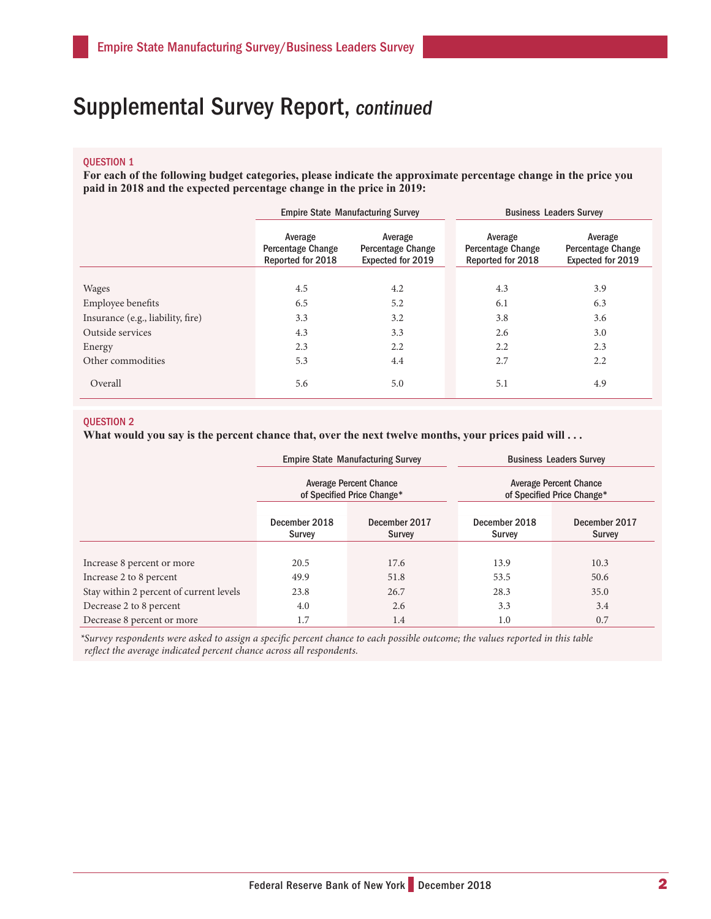# Supplemental Survey Report, *continued*

**QUESTION 1**

**For each of the following budget categories, please indicate the approximate percentage change in the price you paid in 2018 and the expected percentage change in the price in 2019:**

| | Empire State Manufacturing Survey | | Business Leaders Survey | |
|---|---|---|---|---|
| | Average Percentage Change Reported for 2018 | Average Percentage Change Expected for 2019 | Average Percentage Change Reported for 2018 | Average Percentage Change Expected for 2019 |
| Wages | 4.5 | 4.2 | 4.3 | 3.9 |
| Employee benefits | 6.5 | 5.2 | 6.1 | 6.3 |
| Insurance (e.g., liability, fire) | 3.3 | 3.2 | 3.8 | 3.6 |
| Outside services | 4.3 | 3.3 | 2.6 | 3.0 |
| Energy | 2.3 | 2.2 | 2.2 | 2.3 |
| Other commodities | 5.3 | 4.4 | 2.7 | 2.2 |
| Overall | 5.6 | 5.0 | 5.1 | 4.9 |

**QUESTION 2**

**What would you say is the percent chance that, over the next twelve months, your prices paid will . . .**

| | Empire State Manufacturing Survey | | Business Leaders Survey | |
|---|---|---|---|---|
| | Average Percent Chance of Specified Price Change* | | Average Percent Chance of Specified Price Change* | |
| | December 2018 Survey | December 2017 Survey | December 2018 Survey | December 2017 Survey |
| Increase 8 percent or more | 20.5 | 17.6 | 13.9 | 10.3 |
| Increase 2 to 8 percent | 49.9 | 51.8 | 53.5 | 50.6 |
| Stay within 2 percent of current levels | 23.8 | 26.7 | 28.3 | 35.0 |
| Decrease 2 to 8 percent | 4.0 | 2.6 | 3.3 | 3.4 |
| Decrease 8 percent or more | 1.7 | 1.4 | 1.0 | 0.7 |

**Survey respondents were asked to assign a specific percent chance to each possible outcome; the values reported in this table reflect the average indicated percent chance across all respondents.*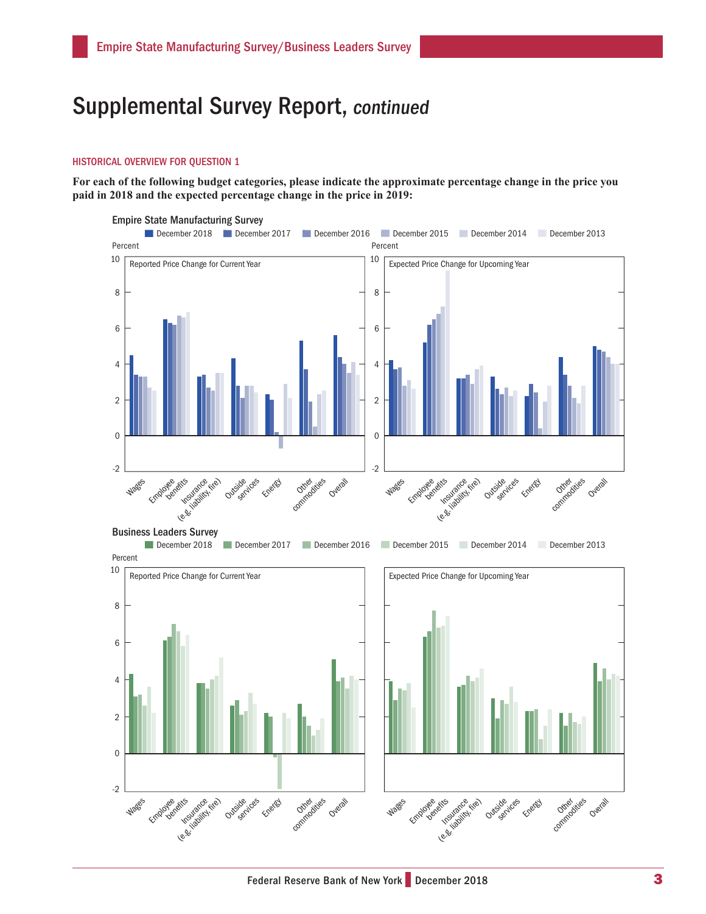# Supplemental Survey Report, *continued*

### HISTORICAL OVERVIEW FOR QUESTION 1

**For each of the following budget categories, please indicate the approximate percentage change in the price you paid in 2018 and the expected percentage change in the price in 2019:**

Empire State Manufacturing Survey

December 2018 | December 2017 | December 2016 | December 2015 | December 2014 | December 2013

Percent

Reported Price Change for Current Year

Expected Price Change for Upcoming Year

Wages, Employee benefits, Insurance (e.g. liability, fire), Outside services, Energy, Other commodities, Overall

Business Leaders Survey

December 2018 | December 2017 | December 2016 | December 2015 | December 2014 | December 2013

Percent

Reported Price Change for Current Year

Expected Price Change for Upcoming Year

Wages, Employee benefits, Insurance (e.g. liability, fire), Outside services, Energy, Other commodities, Overall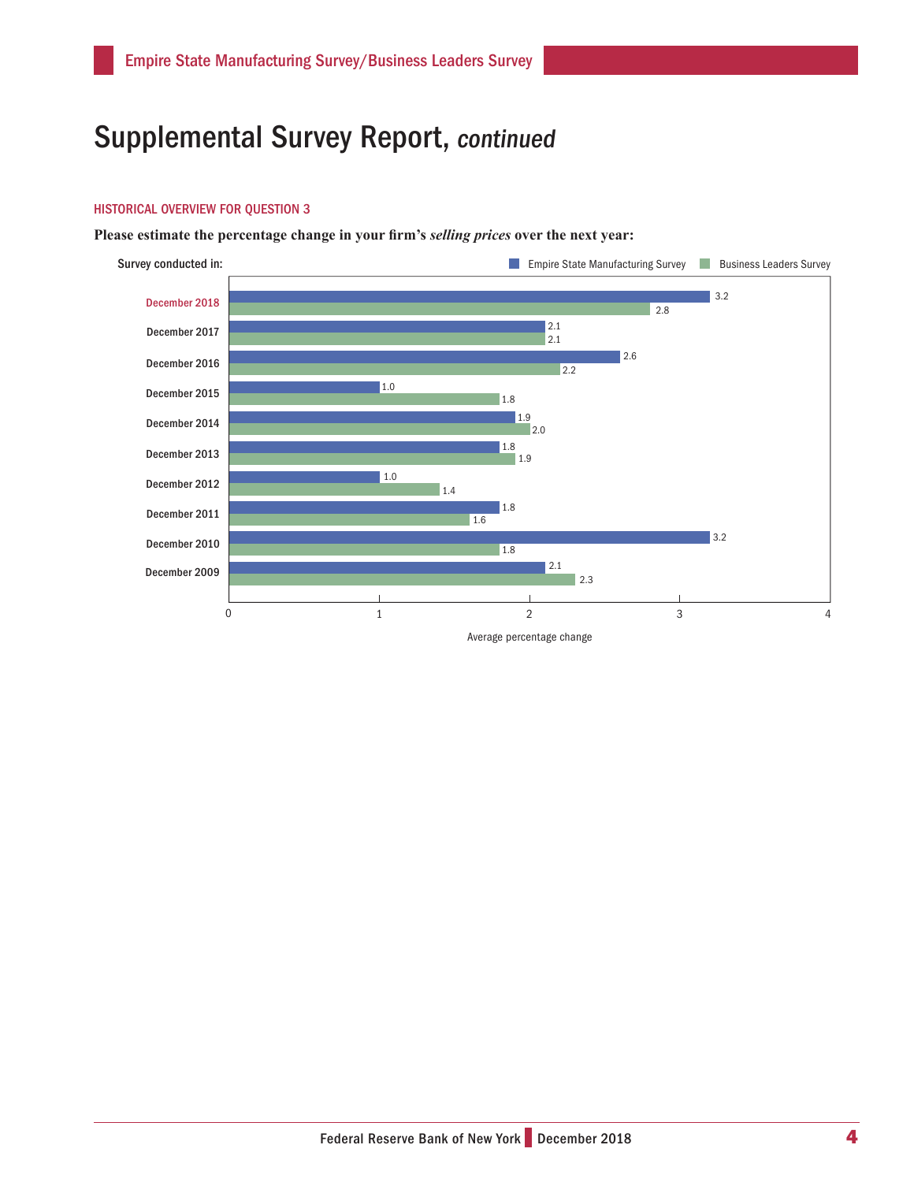# Supplemental Survey Report, *continued*

HISTORICAL OVERVIEW FOR QUESTION 3

**Please estimate the percentage change in your firm's *selling prices* over the next year:**

Survey conducted in:

Empire State Manufacturing Survey
Business Leaders Survey

December 2018
3.2
2.8

December 2017
2.1
2.1

December 2016
2.6
2.2

December 2015
1.0
1.8

December 2014
1.9
2.0

December 2013
1.8
1.9

December 2012
1.0
1.4

December 2011
1.8
1.6

December 2010
3.2
1.8

December 2009
2.1
2.3

0
1
2
3
4

Average percentage change